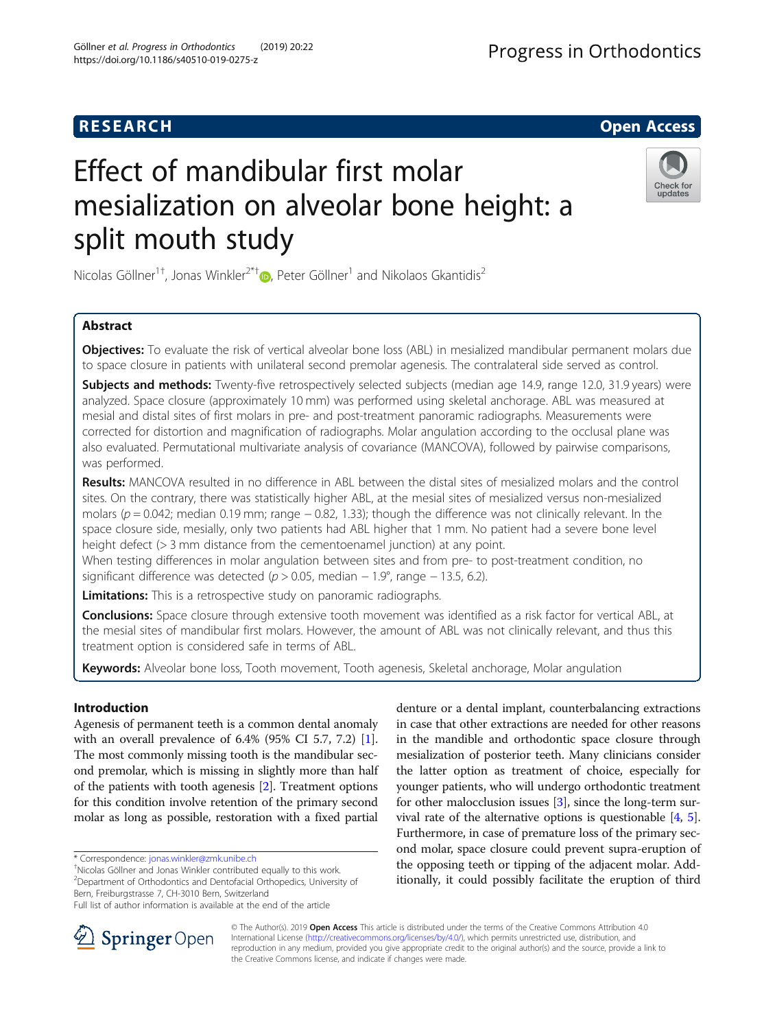RESEARCH

Open Access

# Effect of mandibular first molar mesialization on alveolar bone height: a split mouth study

Nicolas Göllner[1†], Jonas Winkler[2*†], Peter Göllner[1] and Nikolaos Gkantidis[2]

## Abstract

**Objectives:** To evaluate the risk of vertical alveolar bone loss (ABL) in mesialized mandibular permanent molars due to space closure in patients with unilateral second premolar agenesis. The contralateral side served as control.

**Subjects and methods:** Twenty-five retrospectively selected subjects (median age 14.9, range 12.0, 31.9 years) were analyzed. Space closure (approximately 10 mm) was performed using skeletal anchorage. ABL was measured at mesial and distal sites of first molars in pre- and post-treatment panoramic radiographs. Measurements were corrected for distortion and magnification of radiographs. Molar angulation according to the occlusal plane was also evaluated. Permutational multivariate analysis of covariance (MANCOVA), followed by pairwise comparisons, was performed.

**Results:** MANCOVA resulted in no difference in ABL between the distal sites of mesialized molars and the control sites. On the contrary, there was statistically higher ABL, at the mesial sites of mesialized versus non-mesialized molars ($p = 0.042$; median 0.19 mm; range − 0.82, 1.33); though the difference was not clinically relevant. In the space closure side, mesially, only two patients had ABL higher that 1 mm. No patient had a severe bone level height defect (> 3 mm distance from the cementoenamel junction) at any point.

When testing differences in molar angulation between sites and from pre- to post-treatment condition, no significant difference was detected ($p > 0.05$, median − 1.9°, range − 13.5, 6.2).

**Limitations:** This is a retrospective study on panoramic radiographs.

**Conclusions:** Space closure through extensive tooth movement was identified as a risk factor for vertical ABL, at the mesial sites of mandibular first molars. However, the amount of ABL was not clinically relevant, and thus this treatment option is considered safe in terms of ABL.

**Keywords:** Alveolar bone loss, Tooth movement, Tooth agenesis, Skeletal anchorage, Molar angulation

## Introduction

Agenesis of permanent teeth is a common dental anomaly with an overall prevalence of 6.4% (95% CI 5.7, 7.2) [1]. The most commonly missing tooth is the mandibular second premolar, which is missing in slightly more than half of the patients with tooth agenesis [2]. Treatment options for this condition involve retention of the primary second molar as long as possible, restoration with a fixed partial denture or a dental implant, counterbalancing extractions in case that other extractions are needed for other reasons in the mandible and orthodontic space closure through mesialization of posterior teeth. Many clinicians consider the latter option as treatment of choice, especially for younger patients, who will undergo orthodontic treatment for other malocclusion issues [3], since the long-term survival rate of the alternative options is questionable [4, 5]. Furthermore, in case of premature loss of the primary second molar, space closure could prevent supra-eruption of the opposing teeth or tipping of the adjacent molar. Additionally, it could possibly facilitate the eruption of third

* Correspondence: jonas.winkler@zmk.unibe.ch

†Nicolas Göllner and Jonas Winkler contributed equally to this work.

[2]Department of Orthodontics and Dentofacial Orthopedics, University of Bern, Freiburgstrasse 7, CH-3010 Bern, Switzerland

Full list of author information is available at the end of the article

© The Author(s). 2019 **Open Access** This article is distributed under the terms of the Creative Commons Attribution 4.0 International License (http://creativecommons.org/licenses/by/4.0/), which permits unrestricted use, distribution, and reproduction in any medium, provided you give appropriate credit to the original author(s) and the source, provide a link to the Creative Commons license, and indicate if changes were made.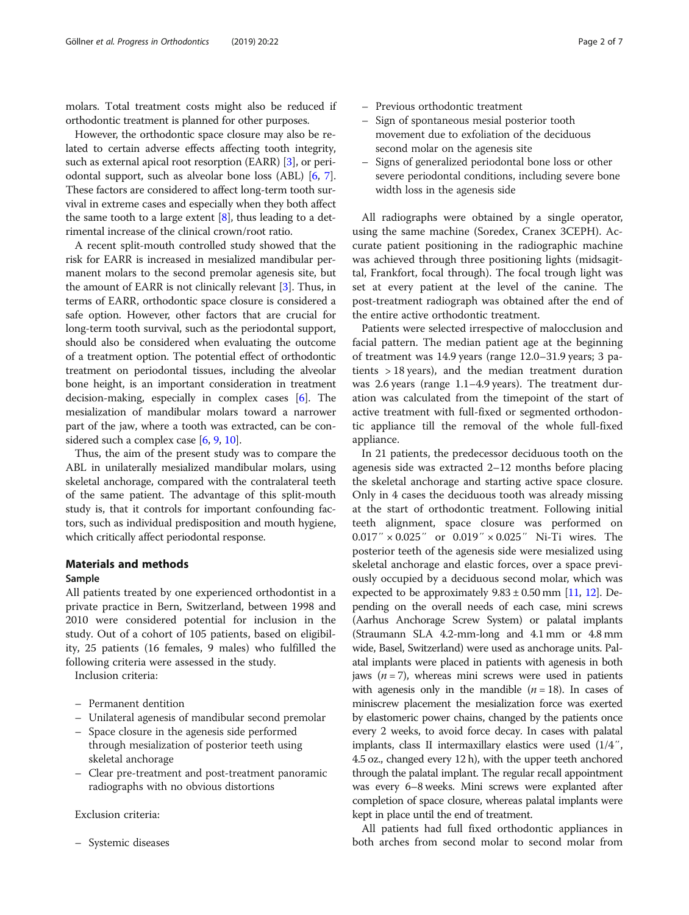molars. Total treatment costs might also be reduced if orthodontic treatment is planned for other purposes.

However, the orthodontic space closure may also be related to certain adverse effects affecting tooth integrity, such as external apical root resorption (EARR) [3], or periodontal support, such as alveolar bone loss (ABL) [6, 7]. These factors are considered to affect long-term tooth survival in extreme cases and especially when they both affect the same tooth to a large extent [8], thus leading to a detrimental increase of the clinical crown/root ratio.

A recent split-mouth controlled study showed that the risk for EARR is increased in mesialized mandibular permanent molars to the second premolar agenesis site, but the amount of EARR is not clinically relevant [3]. Thus, in terms of EARR, orthodontic space closure is considered a safe option. However, other factors that are crucial for long-term tooth survival, such as the periodontal support, should also be considered when evaluating the outcome of a treatment option. The potential effect of orthodontic treatment on periodontal tissues, including the alveolar bone height, is an important consideration in treatment decision-making, especially in complex cases [6]. The mesialization of mandibular molars toward a narrower part of the jaw, where a tooth was extracted, can be considered such a complex case [6, 9, 10].

Thus, the aim of the present study was to compare the ABL in unilaterally mesialized mandibular molars, using skeletal anchorage, compared with the contralateral teeth of the same patient. The advantage of this split-mouth study is, that it controls for important confounding factors, such as individual predisposition and mouth hygiene, which critically affect periodontal response.

## Materials and methods

### Sample

All patients treated by one experienced orthodontist in a private practice in Bern, Switzerland, between 1998 and 2010 were considered potential for inclusion in the study. Out of a cohort of 105 patients, based on eligibility, 25 patients (16 females, 9 males) who fulfilled the following criteria were assessed in the study.

Inclusion criteria:

- Permanent dentition
- Unilateral agenesis of mandibular second premolar
- Space closure in the agenesis side performed through mesialization of posterior teeth using skeletal anchorage
- Clear pre-treatment and post-treatment panoramic radiographs with no obvious distortions

Exclusion criteria:

- Systemic diseases
- Previous orthodontic treatment
- Sign of spontaneous mesial posterior tooth movement due to exfoliation of the deciduous second molar on the agenesis site
- Signs of generalized periodontal bone loss or other severe periodontal conditions, including severe bone width loss in the agenesis side

All radiographs were obtained by a single operator, using the same machine (Soredex, Cranex 3CEPH). Accurate patient positioning in the radiographic machine was achieved through three positioning lights (midsagittal, Frankfort, focal through). The focal trough light was set at every patient at the level of the canine. The post-treatment radiograph was obtained after the end of the entire active orthodontic treatment.

Patients were selected irrespective of malocclusion and facial pattern. The median patient age at the beginning of treatment was 14.9 years (range 12.0–31.9 years; 3 patients > 18 years), and the median treatment duration was 2.6 years (range 1.1–4.9 years). The treatment duration was calculated from the timepoint of the start of active treatment with full-fixed or segmented orthodontic appliance till the removal of the whole full-fixed appliance.

In 21 patients, the predecessor deciduous tooth on the agenesis side was extracted 2–12 months before placing the skeletal anchorage and starting active space closure. Only in 4 cases the deciduous tooth was already missing at the start of orthodontic treatment. Following initial teeth alignment, space closure was performed on 0.017″ × 0.025″ or 0.019″ × 0.025″ Ni-Ti wires. The posterior teeth of the agenesis side were mesialized using skeletal anchorage and elastic forces, over a space previously occupied by a deciduous second molar, which was expected to be approximately 9.83 ± 0.50 mm [11, 12]. Depending on the overall needs of each case, mini screws (Aarhus Anchorage Screw System) or palatal implants (Straumann SLA 4.2-mm-long and 4.1 mm or 4.8 mm wide, Basel, Switzerland) were used as anchorage units. Palatal implants were placed in patients with agenesis in both jaws ($n = 7$), whereas mini screws were used in patients with agenesis only in the mandible ($n = 18$). In cases of miniscrew placement the mesialization force was exerted by elastomeric power chains, changed by the patients once every 2 weeks, to avoid force decay. In cases with palatal implants, class II intermaxillary elastics were used (1/4″, 4.5 oz., changed every 12 h), with the upper teeth anchored through the palatal implant. The regular recall appointment was every 6–8 weeks. Mini screws were explanted after completion of space closure, whereas palatal implants were kept in place until the end of treatment.

All patients had full fixed orthodontic appliances in both arches from second molar to second molar from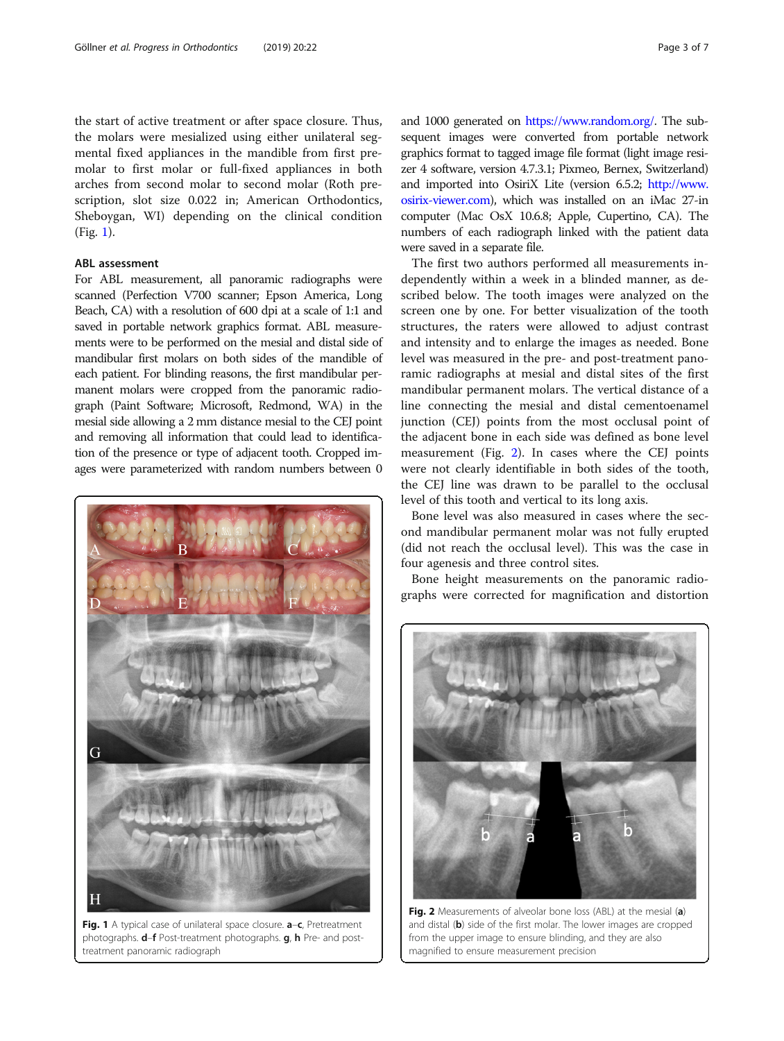the start of active treatment or after space closure. Thus, the molars were mesialized using either unilateral segmental fixed appliances in the mandible from first premolar to first molar or full-fixed appliances in both arches from second molar to second molar (Roth prescription, slot size 0.022 in; American Orthodontics, Sheboygan, WI) depending on the clinical condition (Fig. 1).

### ABL assessment

For ABL measurement, all panoramic radiographs were scanned (Perfection V700 scanner; Epson America, Long Beach, CA) with a resolution of 600 dpi at a scale of 1:1 and saved in portable network graphics format. ABL measurements were to be performed on the mesial and distal side of mandibular first molars on both sides of the mandible of each patient. For blinding reasons, the first mandibular permanent molars were cropped from the panoramic radiograph (Paint Software; Microsoft, Redmond, WA) in the mesial side allowing a 2 mm distance mesial to the CEJ point and removing all information that could lead to identification of the presence or type of adjacent tooth. Cropped images were parameterized with random numbers between 0 and 1000 generated on https://www.random.org/. The subsequent images were converted from portable network graphics format to tagged image file format (light image resizer 4 software, version 4.7.3.1; Pixmeo, Bernex, Switzerland) and imported into OsiriX Lite (version 6.5.2; http://www.osirix-viewer.com), which was installed on an iMac 27-in computer (Mac OsX 10.6.8; Apple, Cupertino, CA). The numbers of each radiograph linked with the patient data were saved in a separate file.

Fig. 1 A typical case of unilateral space closure. **a**–**c**, Pretreatment photographs. **d**–**f** Post-treatment photographs. **g**, **h** Pre- and post-treatment panoramic radiograph

The first two authors performed all measurements independently within a week in a blinded manner, as described below. The tooth images were analyzed on the screen one by one. For better visualization of the tooth structures, the raters were allowed to adjust contrast and intensity and to enlarge the images as needed. Bone level was measured in the pre- and post-treatment panoramic radiographs at mesial and distal sites of the first mandibular permanent molars. The vertical distance of a line connecting the mesial and distal cementoenamel junction (CEJ) points from the most occlusal point of the adjacent bone in each side was defined as bone level measurement (Fig. 2). In cases where the CEJ points were not clearly identifiable in both sides of the tooth, the CEJ line was drawn to be parallel to the occlusal level of this tooth and vertical to its long axis.

Bone level was also measured in cases where the second mandibular permanent molar was not fully erupted (did not reach the occlusal level). This was the case in four agenesis and three control sites.

Bone height measurements on the panoramic radiographs were corrected for magnification and distortion

Fig. 2 Measurements of alveolar bone loss (ABL) at the mesial (**a**) and distal (**b**) side of the first molar. The lower images are cropped from the upper image to ensure blinding, and they are also magnified to ensure measurement precision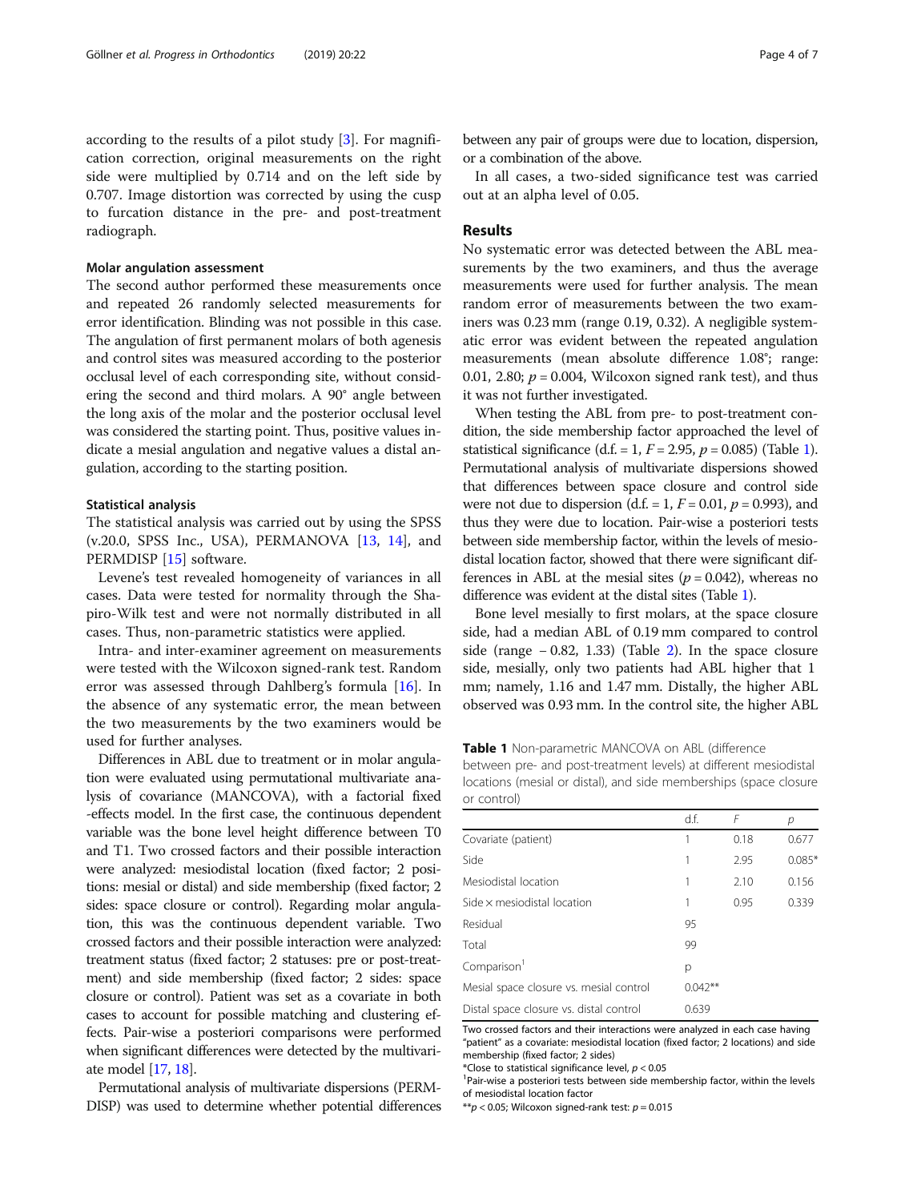according to the results of a pilot study [3]. For magnification correction, original measurements on the right side were multiplied by 0.714 and on the left side by 0.707. Image distortion was corrected by using the cusp to furcation distance in the pre- and post-treatment radiograph.

### Molar angulation assessment

The second author performed these measurements once and repeated 26 randomly selected measurements for error identification. Blinding was not possible in this case. The angulation of first permanent molars of both agenesis and control sites was measured according to the posterior occlusal level of each corresponding site, without considering the second and third molars. A 90° angle between the long axis of the molar and the posterior occlusal level was considered the starting point. Thus, positive values indicate a mesial angulation and negative values a distal angulation, according to the starting position.

### Statistical analysis

The statistical analysis was carried out by using the SPSS (v.20.0, SPSS Inc., USA), PERMANOVA [13, 14], and PERMDISP [15] software.

Levene's test revealed homogeneity of variances in all cases. Data were tested for normality through the Shapiro-Wilk test and were not normally distributed in all cases. Thus, non-parametric statistics were applied.

Intra- and inter-examiner agreement on measurements were tested with the Wilcoxon signed-rank test. Random error was assessed through Dahlberg's formula [16]. In the absence of any systematic error, the mean between the two measurements by the two examiners would be used for further analyses.

Differences in ABL due to treatment or in molar angulation were evaluated using permutational multivariate analysis of covariance (MANCOVA), with a factorial fixed-effects model. In the first case, the continuous dependent variable was the bone level height difference between T0 and T1. Two crossed factors and their possible interaction were analyzed: mesiodistal location (fixed factor; 2 positions: mesial or distal) and side membership (fixed factor; 2 sides: space closure or control). Regarding molar angulation, this was the continuous dependent variable. Two crossed factors and their possible interaction were analyzed: treatment status (fixed factor; 2 statuses: pre or post-treatment) and side membership (fixed factor; 2 sides: space closure or control). Patient was set as a covariate in both cases to account for possible matching and clustering effects. Pair-wise a posteriori comparisons were performed when significant differences were detected by the multivariate model [17, 18].

Permutational analysis of multivariate dispersions (PERMDISP) was used to determine whether potential differences between any pair of groups were due to location, dispersion, or a combination of the above.

In all cases, a two-sided significance test was carried out at an alpha level of 0.05.

## Results

No systematic error was detected between the ABL measurements by the two examiners, and thus the average measurements were used for further analysis. The mean random error of measurements between the two examiners was 0.23 mm (range 0.19, 0.32). A negligible systematic error was evident between the repeated angulation measurements (mean absolute difference 1.08°; range: 0.01, 2.80; $p = 0.004$, Wilcoxon signed rank test), and thus it was not further investigated.

When testing the ABL from pre- to post-treatment condition, the side membership factor approached the level of statistical significance (d.f. = 1, $F = 2.95$, $p = 0.085$) (Table 1). Permutational analysis of multivariate dispersions showed that differences between space closure and control side were not due to dispersion (d.f. = 1, $F = 0.01$, $p = 0.993$), and thus they were due to location. Pair-wise a posteriori tests between side membership factor, within the levels of mesiodistal location factor, showed that there were significant differences in ABL at the mesial sites ($p = 0.042$), whereas no difference was evident at the distal sites (Table 1).

Bone level mesially to first molars, at the space closure side, had a median ABL of 0.19 mm compared to control side (range − 0.82, 1.33) (Table 2). In the space closure side, mesially, only two patients had ABL higher that 1 mm; namely, 1.16 and 1.47 mm. Distally, the higher ABL observed was 0.93 mm. In the control site, the higher ABL

**Table 1** Non-parametric MANCOVA on ABL (difference between pre- and post-treatment levels) at different mesiodistal locations (mesial or distal), and side memberships (space closure or control)

| | d.f. | F | p |
|---|---|---|---|
| Covariate (patient) | 1 | 0.18 | 0.677 |
| Side | 1 | 2.95 | 0.085* |
| Mesiodistal location | 1 | 2.10 | 0.156 |
| Side × mesiodistal location | 1 | 0.95 | 0.339 |
| Residual | 95 | | |
| Total | 99 | | |
| Comparison[1] | p | | |
| Mesial space closure vs. mesial control | 0.042** | | |
| Distal space closure vs. distal control | 0.639 | | |

Two crossed factors and their interactions were analyzed in each case having "patient" as a covariate: mesiodistal location (fixed factor; 2 locations) and side membership (fixed factor; 2 sides)

*Close to statistical significance level, $p < 0.05$

[1]Pair-wise a posteriori tests between side membership factor, within the levels of mesiodistal location factor

**$p < 0.05$; Wilcoxon signed-rank test: $p = 0.015$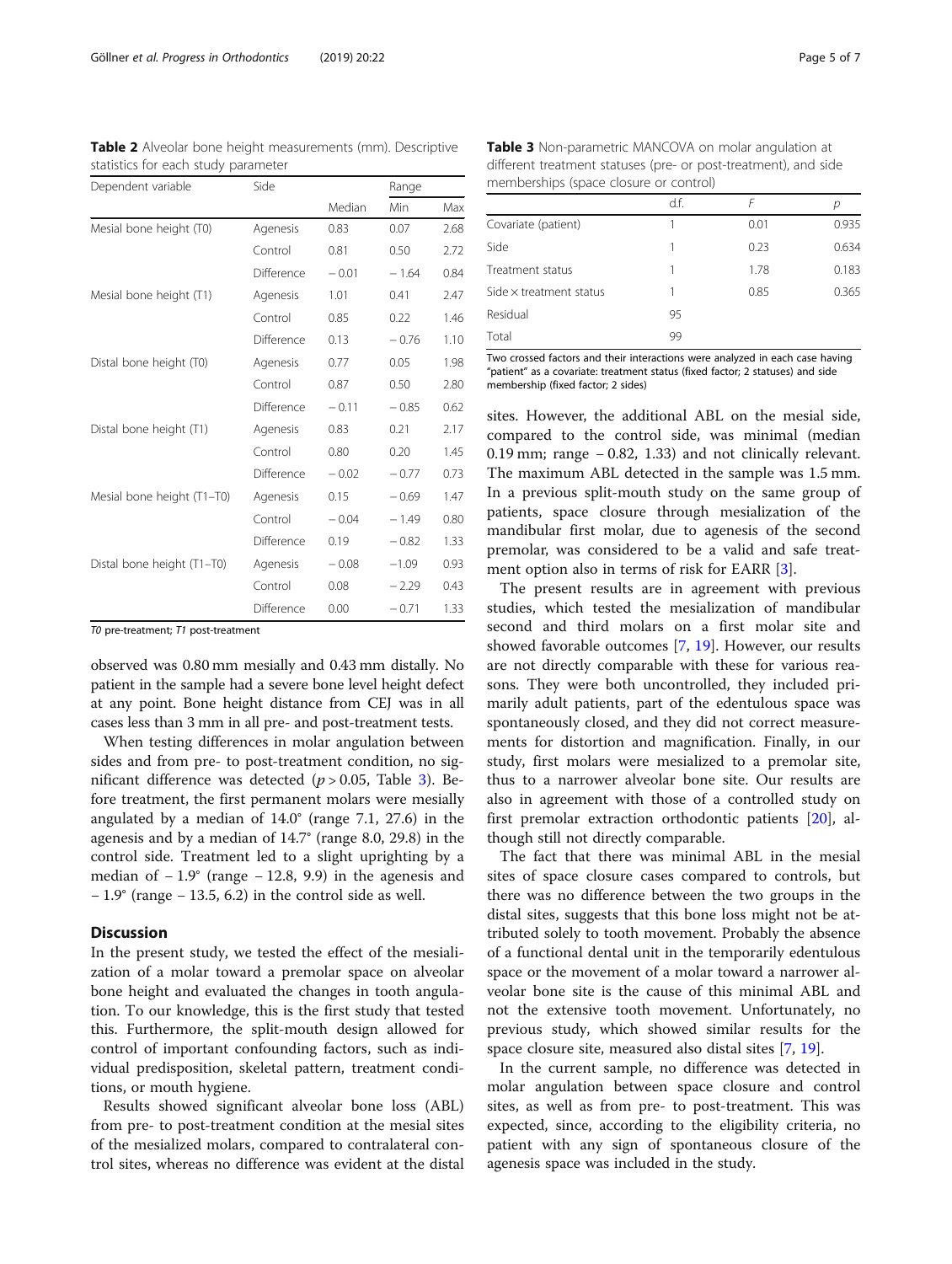**Table 2** Alveolar bone height measurements (mm). Descriptive statistics for each study parameter

| Dependent variable | Side | | Range | |
|---|---|---|---|---|
| | | Median | Min | Max |
| Mesial bone height (T0) | Agenesis | 0.83 | 0.07 | 2.68 |
| | Control | 0.81 | 0.50 | 2.72 |
| | Difference | − 0.01 | − 1.64 | 0.84 |
| Mesial bone height (T1) | Agenesis | 1.01 | 0.41 | 2.47 |
| | Control | 0.85 | 0.22 | 1.46 |
| | Difference | 0.13 | − 0.76 | 1.10 |
| Distal bone height (T0) | Agenesis | 0.77 | 0.05 | 1.98 |
| | Control | 0.87 | 0.50 | 2.80 |
| | Difference | − 0.11 | − 0.85 | 0.62 |
| Distal bone height (T1) | Agenesis | 0.83 | 0.21 | 2.17 |
| | Control | 0.80 | 0.20 | 1.45 |
| | Difference | − 0.02 | − 0.77 | 0.73 |
| Mesial bone height (T1–T0) | Agenesis | 0.15 | − 0.69 | 1.47 |
| | Control | − 0.04 | − 1.49 | 0.80 |
| | Difference | 0.19 | − 0.82 | 1.33 |
| Distal bone height (T1–T0) | Agenesis | − 0.08 | −1.09 | 0.93 |
| | Control | 0.08 | − 2.29 | 0.43 |
| | Difference | 0.00 | − 0.71 | 1.33 |

*T0* pre-treatment; *T1* post-treatment

observed was 0.80 mm mesially and 0.43 mm distally. No patient in the sample had a severe bone level height defect at any point. Bone height distance from CEJ was in all cases less than 3 mm in all pre- and post-treatment tests.

When testing differences in molar angulation between sides and from pre- to post-treatment condition, no significant difference was detected ($p > 0.05$, Table 3). Before treatment, the first permanent molars were mesially angulated by a median of 14.0° (range 7.1, 27.6) in the agenesis and by a median of 14.7° (range 8.0, 29.8) in the control side. Treatment led to a slight uprighting by a median of − 1.9° (range − 12.8, 9.9) in the agenesis and − 1.9° (range − 13.5, 6.2) in the control side as well.

**Table 3** Non-parametric MANCOVA on molar angulation at different treatment statuses (pre- or post-treatment), and side memberships (space closure or control)

| | d.f. | *F* | *p* |
|---|---|---|---|
| Covariate (patient) | 1 | 0.01 | 0.935 |
| Side | 1 | 0.23 | 0.634 |
| Treatment status | 1 | 1.78 | 0.183 |
| Side × treatment status | 1 | 0.85 | 0.365 |
| Residual | 95 | | |
| Total | 99 | | |

Two crossed factors and their interactions were analyzed in each case having "patient" as a covariate: treatment status (fixed factor; 2 statuses) and side membership (fixed factor; 2 sides)

## Discussion

In the present study, we tested the effect of the mesialization of a molar toward a premolar space on alveolar bone height and evaluated the changes in tooth angulation. To our knowledge, this is the first study that tested this. Furthermore, the split-mouth design allowed for control of important confounding factors, such as individual predisposition, skeletal pattern, treatment conditions, or mouth hygiene.

Results showed significant alveolar bone loss (ABL) from pre- to post-treatment condition at the mesial sites of the mesialized molars, compared to contralateral control sites, whereas no difference was evident at the distal sites. However, the additional ABL on the mesial side, compared to the control side, was minimal (median 0.19 mm; range − 0.82, 1.33) and not clinically relevant. The maximum ABL detected in the sample was 1.5 mm. In a previous split-mouth study on the same group of patients, space closure through mesialization of the mandibular first molar, due to agenesis of the second premolar, was considered to be a valid and safe treatment option also in terms of risk for EARR [3].

The present results are in agreement with previous studies, which tested the mesialization of mandibular second and third molars on a first molar site and showed favorable outcomes [7, 19]. However, our results are not directly comparable with these for various reasons. They were both uncontrolled, they included primarily adult patients, part of the edentulous space was spontaneously closed, and they did not correct measurements for distortion and magnification. Finally, in our study, first molars were mesialized to a premolar site, thus to a narrower alveolar bone site. Our results are also in agreement with those of a controlled study on first premolar extraction orthodontic patients [20], although still not directly comparable.

The fact that there was minimal ABL in the mesial sites of space closure cases compared to controls, but there was no difference between the two groups in the distal sites, suggests that this bone loss might not be attributed solely to tooth movement. Probably the absence of a functional dental unit in the temporarily edentulous space or the movement of a molar toward a narrower alveolar bone site is the cause of this minimal ABL and not the extensive tooth movement. Unfortunately, no previous study, which showed similar results for the space closure site, measured also distal sites [7, 19].

In the current sample, no difference was detected in molar angulation between space closure and control sites, as well as from pre- to post-treatment. This was expected, since, according to the eligibility criteria, no patient with any sign of spontaneous closure of the agenesis space was included in the study.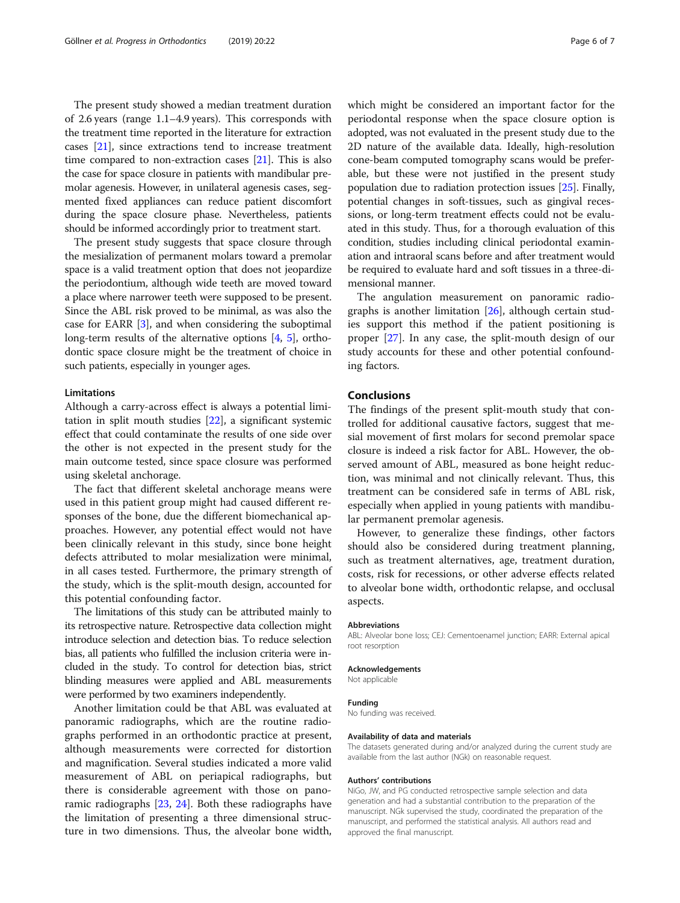The present study showed a median treatment duration of 2.6 years (range 1.1–4.9 years). This corresponds with the treatment time reported in the literature for extraction cases [21], since extractions tend to increase treatment time compared to non-extraction cases [21]. This is also the case for space closure in patients with mandibular premolar agenesis. However, in unilateral agenesis cases, segmented fixed appliances can reduce patient discomfort during the space closure phase. Nevertheless, patients should be informed accordingly prior to treatment start.

The present study suggests that space closure through the mesialization of permanent molars toward a premolar space is a valid treatment option that does not jeopardize the periodontium, although wide teeth are moved toward a place where narrower teeth were supposed to be present. Since the ABL risk proved to be minimal, as was also the case for EARR [3], and when considering the suboptimal long-term results of the alternative options [4, 5], orthodontic space closure might be the treatment of choice in such patients, especially in younger ages.

### Limitations

Although a carry-across effect is always a potential limitation in split mouth studies [22], a significant systemic effect that could contaminate the results of one side over the other is not expected in the present study for the main outcome tested, since space closure was performed using skeletal anchorage.

The fact that different skeletal anchorage means were used in this patient group might had caused different responses of the bone, due the different biomechanical approaches. However, any potential effect would not have been clinically relevant in this study, since bone height defects attributed to molar mesialization were minimal, in all cases tested. Furthermore, the primary strength of the study, which is the split-mouth design, accounted for this potential confounding factor.

The limitations of this study can be attributed mainly to its retrospective nature. Retrospective data collection might introduce selection and detection bias. To reduce selection bias, all patients who fulfilled the inclusion criteria were included in the study. To control for detection bias, strict blinding measures were applied and ABL measurements were performed by two examiners independently.

Another limitation could be that ABL was evaluated at panoramic radiographs, which are the routine radiographs performed in an orthodontic practice at present, although measurements were corrected for distortion and magnification. Several studies indicated a more valid measurement of ABL on periapical radiographs, but there is considerable agreement with those on panoramic radiographs [23, 24]. Both these radiographs have the limitation of presenting a three dimensional structure in two dimensions. Thus, the alveolar bone width, which might be considered an important factor for the periodontal response when the space closure option is adopted, was not evaluated in the present study due to the 2D nature of the available data. Ideally, high-resolution cone-beam computed tomography scans would be preferable, but these were not justified in the present study population due to radiation protection issues [25]. Finally, potential changes in soft-tissues, such as gingival recessions, or long-term treatment effects could not be evaluated in this study. Thus, for a thorough evaluation of this condition, studies including clinical periodontal examination and intraoral scans before and after treatment would be required to evaluate hard and soft tissues in a three-dimensional manner.

The angulation measurement on panoramic radiographs is another limitation [26], although certain studies support this method if the patient positioning is proper [27]. In any case, the split-mouth design of our study accounts for these and other potential confounding factors.

## Conclusions

The findings of the present split-mouth study that controlled for additional causative factors, suggest that mesial movement of first molars for second premolar space closure is indeed a risk factor for ABL. However, the observed amount of ABL, measured as bone height reduction, was minimal and not clinically relevant. Thus, this treatment can be considered safe in terms of ABL risk, especially when applied in young patients with mandibular permanent premolar agenesis.

However, to generalize these findings, other factors should also be considered during treatment planning, such as treatment alternatives, age, treatment duration, costs, risk for recessions, or other adverse effects related to alveolar bone width, orthodontic relapse, and occlusal aspects.

#### Abbreviations

ABL: Alveolar bone loss; CEJ: Cementoenamel junction; EARR: External apical root resorption

#### Acknowledgements

Not applicable

#### Funding

No funding was received.

#### Availability of data and materials

The datasets generated during and/or analyzed during the current study are available from the last author (NGk) on reasonable request.

#### Authors' contributions

NiGo, JW, and PG conducted retrospective sample selection and data generation and had a substantial contribution to the preparation of the manuscript. NGk supervised the study, coordinated the preparation of the manuscript, and performed the statistical analysis. All authors read and approved the final manuscript.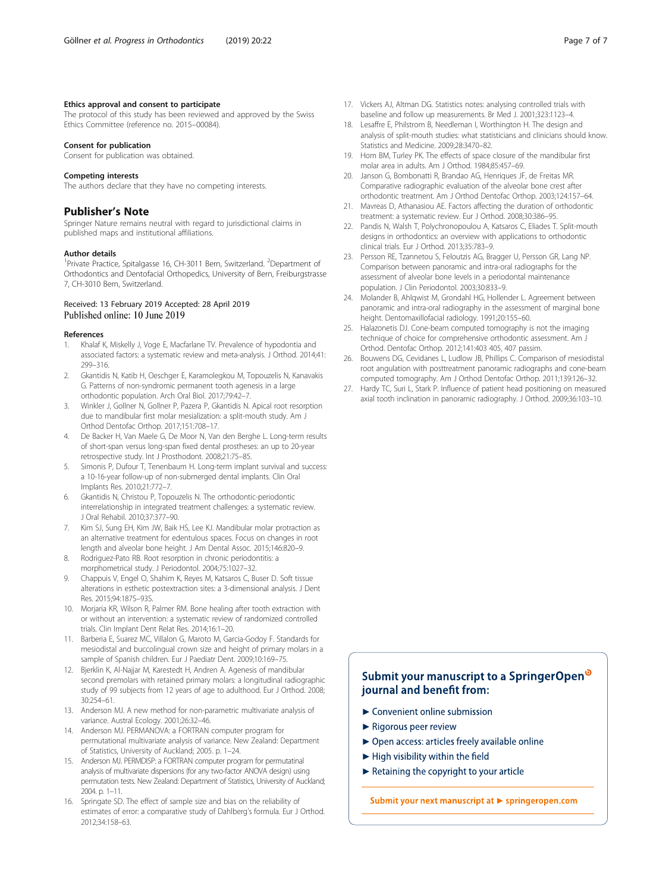#### Ethics approval and consent to participate

The protocol of this study has been reviewed and approved by the Swiss Ethics Committee (reference no. 2015–00084).

#### Consent for publication

Consent for publication was obtained.

#### Competing interests

The authors declare that they have no competing interests.

### Publisher's Note

Springer Nature remains neutral with regard to jurisdictional claims in published maps and institutional affiliations.

#### Author details

[1]Private Practice, Spitalgasse 16, CH-3011 Bern, Switzerland. [2]Department of Orthodontics and Dentofacial Orthopedics, University of Bern, Freiburgstrasse 7, CH-3010 Bern, Switzerland.

Received: 13 February 2019 Accepted: 28 April 2019
Published online: 10 June 2019

#### References

1. Khalaf K, Miskelly J, Voge E, Macfarlane TV. Prevalence of hypodontia and associated factors: a systematic review and meta-analysis. J Orthod. 2014;41: 299–316.
2. Gkantidis N, Katib H, Oeschger E, Karamolegkou M, Topouzelis N, Kanavakis G. Patterns of non-syndromic permanent tooth agenesis in a large orthodontic population. Arch Oral Biol. 2017;79:42–7.
3. Winkler J, Gollner N, Gollner P, Pazera P, Gkantidis N. Apical root resorption due to mandibular first molar mesialization: a split-mouth study. Am J Orthod Dentofac Orthop. 2017;151:708–17.
4. De Backer H, Van Maele G, De Moor N, Van den Berghe L. Long-term results of short-span versus long-span fixed dental prostheses: an up to 20-year retrospective study. Int J Prosthodont. 2008;21:75–85.
5. Simonis P, Dufour T, Tenenbaum H. Long-term implant survival and success: a 10-16-year follow-up of non-submerged dental implants. Clin Oral Implants Res. 2010;21:772–7.
6. Gkantidis N, Christou P, Topouzelis N. The orthodontic-periodontic interrelationship in integrated treatment challenges: a systematic review. J Oral Rehabil. 2010;37:377–90.
7. Kim SJ, Sung EH, Kim JW, Baik HS, Lee KJ. Mandibular molar protraction as an alternative treatment for edentulous spaces. Focus on changes in root length and alveolar bone height. J Am Dental Assoc. 2015;146:820–9.
8. Rodriguez-Pato RB. Root resorption in chronic periodontitis: a morphometrical study. J Periodontol. 2004;75:1027–32.
9. Chappuis V, Engel O, Shahim K, Reyes M, Katsaros C, Buser D. Soft tissue alterations in esthetic postextraction sites: a 3-dimensional analysis. J Dent Res. 2015;94:187S–93S.
10. Morjaria KR, Wilson R, Palmer RM. Bone healing after tooth extraction with or without an intervention: a systematic review of randomized controlled trials. Clin Implant Dent Relat Res. 2014;16:1–20.
11. Barberia E, Suarez MC, Villalon G, Maroto M, Garcia-Godoy F. Standards for mesiodistal and buccolingual crown size and height of primary molars in a sample of Spanish children. Eur J Paediatr Dent. 2009;10:169–75.
12. Bjerklin K, Al-Najjar M, Karestedt H, Andren A. Agenesis of mandibular second premolars with retained primary molars: a longitudinal radiographic study of 99 subjects from 12 years of age to adulthood. Eur J Orthod. 2008; 30:254–61.
13. Anderson MJ. A new method for non-parametric multivariate analysis of variance. Austral Ecology. 2001;26:32–46.
14. Anderson MJ. PERMANOVA: a FORTRAN computer program for permutational multivariate analysis of variance. New Zealand: Department of Statistics, University of Auckland; 2005. p. 1–24.
15. Anderson MJ. PERMDISP: a FORTRAN computer program for permutatinal analysis of multivariate dispersions (for any two-factor ANOVA design) using permutation tests. New Zealand: Department of Statistics, University of Auckland; 2004. p. 1–11.
16. Springate SD. The effect of sample size and bias on the reliability of estimates of error: a comparative study of Dahlberg's formula. Eur J Orthod. 2012;34:158–63.
17. Vickers AJ, Altman DG. Statistics notes: analysing controlled trials with baseline and follow up measurements. Br Med J. 2001;323:1123–4.
18. Lesaffre E, Philstrom B, Needleman I, Worthington H. The design and analysis of split-mouth studies: what statisticians and clinicians should know. Statistics and Medicine. 2009;28:3470–82.
19. Hom BM, Turley PK. The effects of space closure of the mandibular first molar area in adults. Am J Orthod. 1984;85:457–69.
20. Janson G, Bombonatti R, Brandao AG, Henriques JF, de Freitas MR. Comparative radiographic evaluation of the alveolar bone crest after orthodontic treatment. Am J Orthod Dentofac Orthop. 2003;124:157–64.
21. Mavreas D, Athanasiou AE. Factors affecting the duration of orthodontic treatment: a systematic review. Eur J Orthod. 2008;30:386–95.
22. Pandis N, Walsh T, Polychronopoulou A, Katsaros C, Eliades T. Split-mouth designs in orthodontics: an overview with applications to orthodontic clinical trials. Eur J Orthod. 2013;35:783–9.
23. Persson RE, Tzannetou S, Feloutzis AG, Bragger U, Persson GR, Lang NP. Comparison between panoramic and intra-oral radiographs for the assessment of alveolar bone levels in a periodontal maintenance population. J Clin Periodontol. 2003;30:833–9.
24. Molander B, Ahlqwist M, Grondahl HG, Hollender L. Agreement between panoramic and intra-oral radiography in the assessment of marginal bone height. Dentomaxillofacial radiology. 1991;20:155–60.
25. Halazonetis DJ. Cone-beam computed tomography is not the imaging technique of choice for comprehensive orthodontic assessment. Am J Orthod. Dentofac Orthop. 2012;141:403 405, 407 passim.
26. Bouwens DG, Cevidanes L, Ludlow JB, Phillips C. Comparison of mesiodistal root angulation with posttreatment panoramic radiographs and cone-beam computed tomography. Am J Orthod Dentofac Orthop. 2011;139:126–32.
27. Hardy TC, Suri L, Stark P. Influence of patient head positioning on measured axial tooth inclination in panoramic radiography. J Orthod. 2009;36:103–10.

**Submit your manuscript to a SpringerOpen journal and benefit from:**

- ► Convenient online submission
- ► Rigorous peer review
- ► Open access: articles freely available online
- ► High visibility within the field
- ► Retaining the copyright to your article

**Submit your next manuscript at ► springeropen.com**